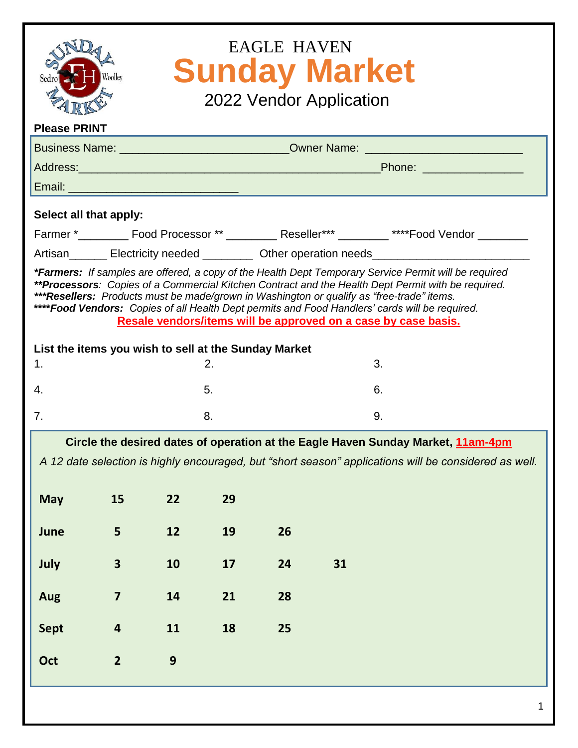# EAGLE HAVEN

# Sunday Market

## 2022 Vendor Application

**Please PRINT**

Business Name: __________________________ Owner Name: ________________________

Address: _______________________________________________ Phone: _______________

Email: __________________________

**Select all that apply:**

Farmer *________ Food Processor ** ________ Reseller*** ________ ****Food Vendor ________

Artisan______ Electricity needed ________ Other operation needs________________________

***\*Farmers:** If samples are offered, a copy of the Health Dept Temporary Service Permit will be required*
***\*\*Processors**: Copies of a Commercial Kitchen Contract and the Health Dept Permit with be required.*
***\*\*\*Resellers:** Products must be made/grown in Washington or qualify as "free-trade" items.*
***\*\*\*\*Food Vendors:** Copies of all Health Dept permits and Food Handlers' cards will be required.*

**Resale vendors/items will be approved on a case by case basis.**

**List the items you wish to sell at the Sunday Market**

1. 2. 3.

4. 5. 6.

7. 8. 9.

**Circle the desired dates of operation at the Eagle Haven Sunday Market, 11am-4pm**

*A 12 date selection is highly encouraged, but "short season" applications will be considered as well.*

| | | | | | |
|---|---|---|---|---|---|
| **May** | **15** | **22** | **29** | | |
| **June** | **5** | **12** | **19** | **26** | |
| **July** | **3** | **10** | **17** | **24** | **31** |
| **Aug** | **7** | **14** | **21** | **28** | |
| **Sept** | **4** | **11** | **18** | **25** | |
| **Oct** | **2** | **9** | | | |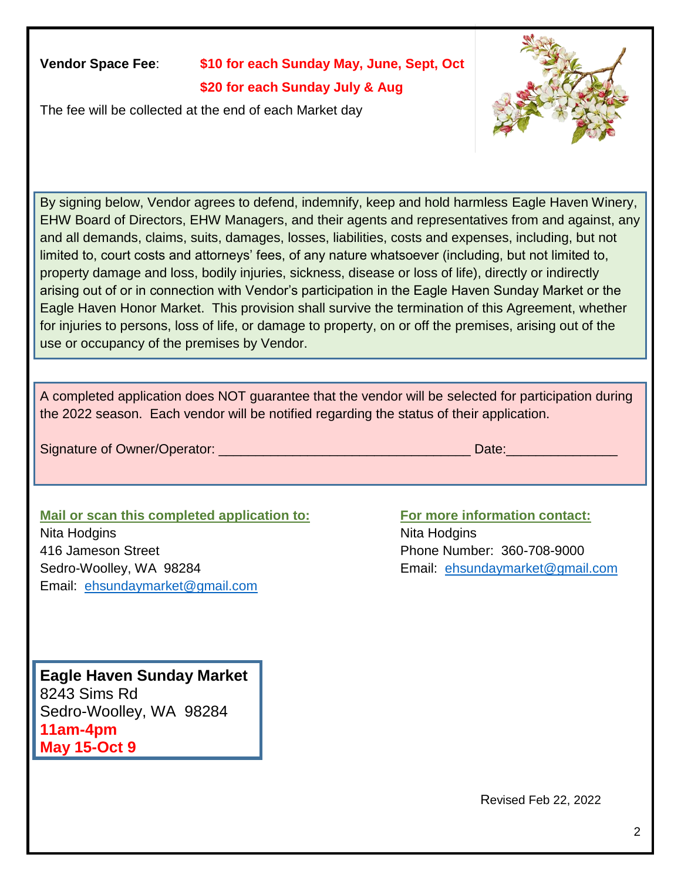**Vendor Space Fee**: **$10 for each Sunday May, June, Sept, Oct**
**$20 for each Sunday July & Aug**

The fee will be collected at the end of each Market day

By signing below, Vendor agrees to defend, indemnify, keep and hold harmless Eagle Haven Winery, EHW Board of Directors, EHW Managers, and their agents and representatives from and against, any and all demands, claims, suits, damages, losses, liabilities, costs and expenses, including, but not limited to, court costs and attorneys' fees, of any nature whatsoever (including, but not limited to, property damage and loss, bodily injuries, sickness, disease or loss of life), directly or indirectly arising out of or in connection with Vendor's participation in the Eagle Haven Sunday Market or the Eagle Haven Honor Market. This provision shall survive the termination of this Agreement, whether for injuries to persons, loss of life, or damage to property, on or off the premises, arising out of the use or occupancy of the premises by Vendor.

A completed application does NOT guarantee that the vendor will be selected for participation during the 2022 season. Each vendor will be notified regarding the status of their application.

Signature of Owner/Operator: _________________________________ Date:______________

**Mail or scan this completed application to:**
Nita Hodgins
416 Jameson Street
Sedro-Woolley, WA 98284
Email: ehsundaymarket@gmail.com

**For more information contact:**
Nita Hodgins
Phone Number: 360-708-9000
Email: ehsundaymarket@gmail.com

**Eagle Haven Sunday Market**
8243 Sims Rd
Sedro-Woolley, WA 98284
**11am-4pm**
**May 15-Oct 9**

Revised Feb 22, 2022